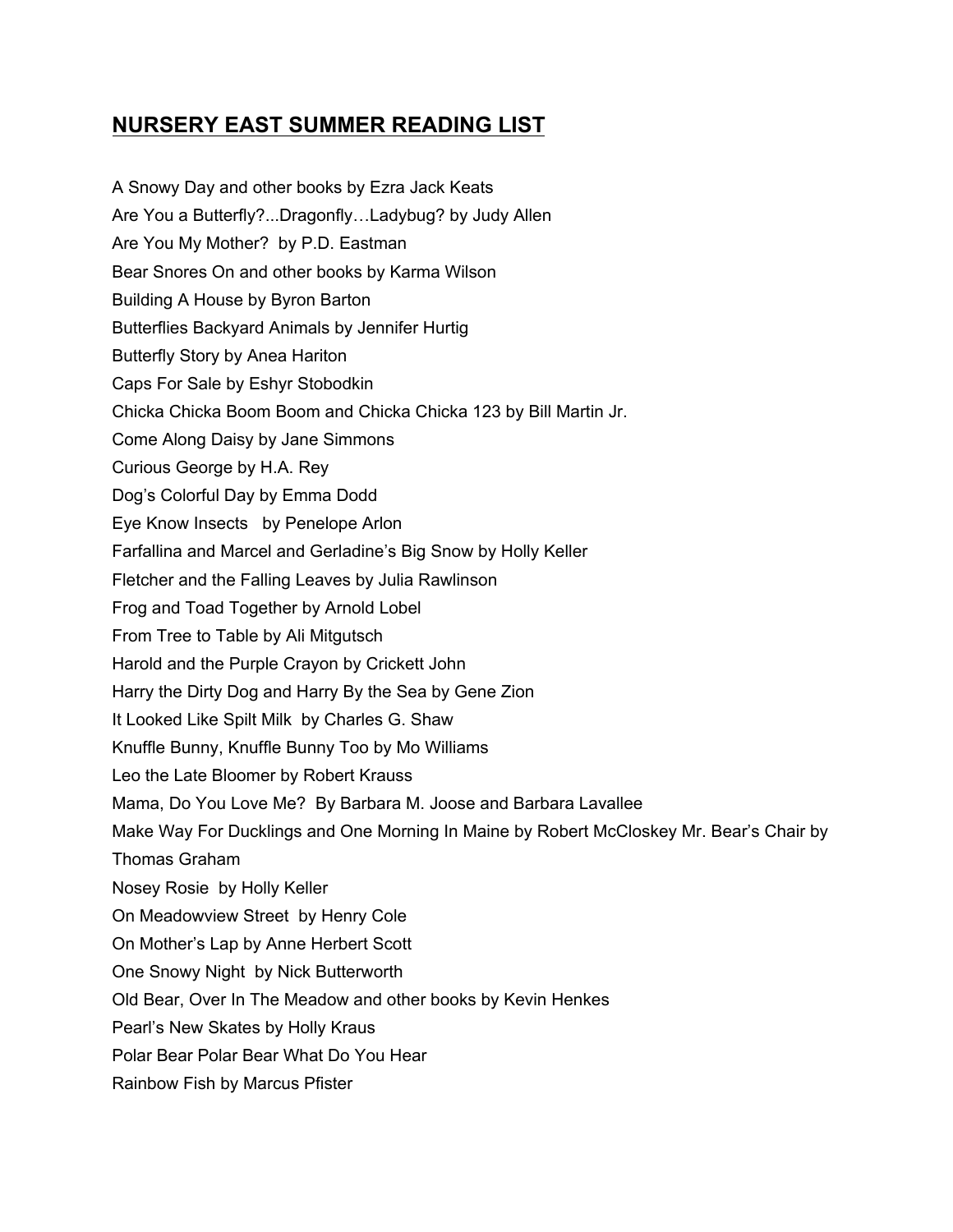# NURSERY EAST SUMMER READING LIST

A Snowy Day and other books by Ezra Jack Keats

Are You a Butterfly?...Dragonfly…Ladybug? by Judy Allen

Are You My Mother? by P.D. Eastman

Bear Snores On and other books by Karma Wilson

Building A House by Byron Barton

Butterflies Backyard Animals by Jennifer Hurtig

Butterfly Story by Anea Hariton

Caps For Sale by Eshyr Stobodkin

Chicka Chicka Boom Boom and Chicka Chicka 123 by Bill Martin Jr.

Come Along Daisy by Jane Simmons

Curious George by H.A. Rey

Dog's Colorful Day by Emma Dodd

Eye Know Insects by Penelope Arlon

Farfallina and Marcel and Gerladine's Big Snow by Holly Keller

Fletcher and the Falling Leaves by Julia Rawlinson

Frog and Toad Together by Arnold Lobel

From Tree to Table by Ali Mitgutsch

Harold and the Purple Crayon by Crickett John

Harry the Dirty Dog and Harry By the Sea by Gene Zion

It Looked Like Spilt Milk by Charles G. Shaw

Knuffle Bunny, Knuffle Bunny Too by Mo Williams

Leo the Late Bloomer by Robert Krauss

Mama, Do You Love Me? By Barbara M. Joose and Barbara Lavallee

Make Way For Ducklings and One Morning In Maine by Robert McCloskey Mr. Bear's Chair by Thomas Graham

Nosey Rosie by Holly Keller

On Meadowview Street by Henry Cole

On Mother's Lap by Anne Herbert Scott

One Snowy Night by Nick Butterworth

Old Bear, Over In The Meadow and other books by Kevin Henkes

Pearl's New Skates by Holly Kraus

Polar Bear Polar Bear What Do You Hear

Rainbow Fish by Marcus Pfister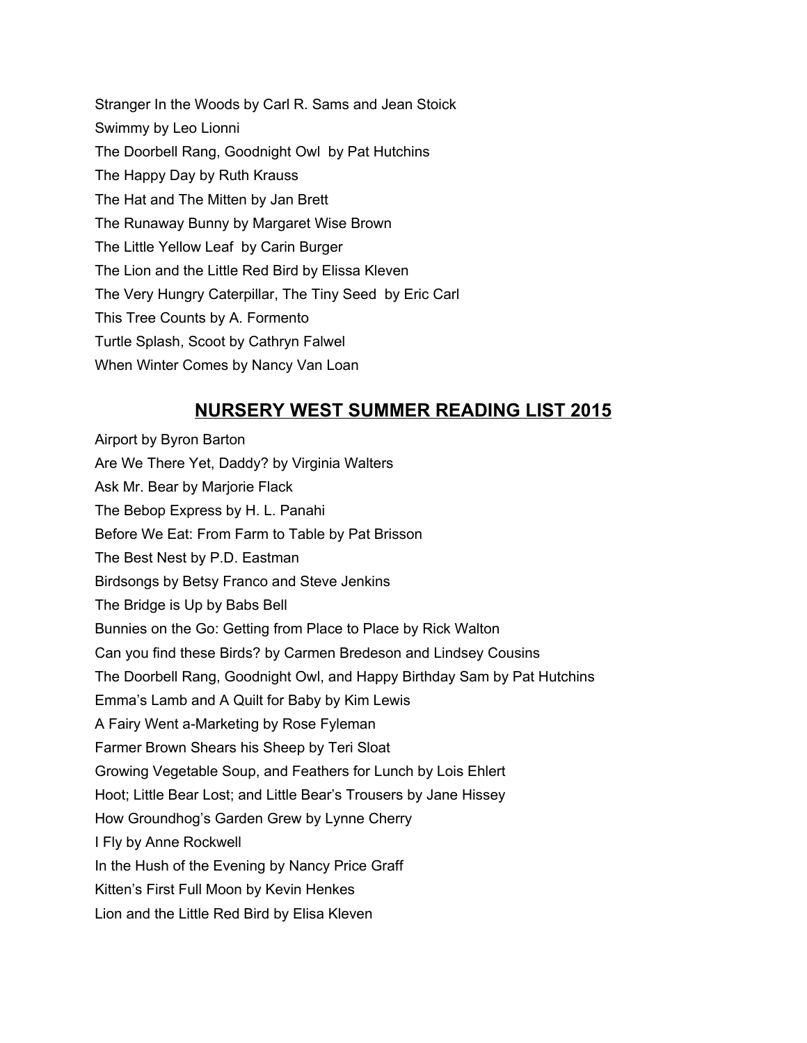Stranger In the Woods by Carl R. Sams and Jean Stoick

Swimmy by Leo Lionni

The Doorbell Rang, Goodnight Owl by Pat Hutchins

The Happy Day by Ruth Krauss

The Hat and The Mitten by Jan Brett

The Runaway Bunny by Margaret Wise Brown

The Little Yellow Leaf by Carin Burger

The Lion and the Little Red Bird by Elissa Kleven

The Very Hungry Caterpillar, The Tiny Seed by Eric Carl

This Tree Counts by A. Formento

Turtle Splash, Scoot by Cathryn Falwel

When Winter Comes by Nancy Van Loan

## NURSERY WEST SUMMER READING LIST 2015

Airport by Byron Barton

Are We There Yet, Daddy? by Virginia Walters

Ask Mr. Bear by Marjorie Flack

The Bebop Express by H. L. Panahi

Before We Eat: From Farm to Table by Pat Brisson

The Best Nest by P.D. Eastman

Birdsongs by Betsy Franco and Steve Jenkins

The Bridge is Up by Babs Bell

Bunnies on the Go: Getting from Place to Place by Rick Walton

Can you find these Birds? by Carmen Bredeson and Lindsey Cousins

The Doorbell Rang, Goodnight Owl, and Happy Birthday Sam by Pat Hutchins

Emma's Lamb and A Quilt for Baby by Kim Lewis

A Fairy Went a-Marketing by Rose Fyleman

Farmer Brown Shears his Sheep by Teri Sloat

Growing Vegetable Soup, and Feathers for Lunch by Lois Ehlert

Hoot; Little Bear Lost; and Little Bear's Trousers by Jane Hissey

How Groundhog's Garden Grew by Lynne Cherry

I Fly by Anne Rockwell

In the Hush of the Evening by Nancy Price Graff

Kitten's First Full Moon by Kevin Henkes

Lion and the Little Red Bird by Elisa Kleven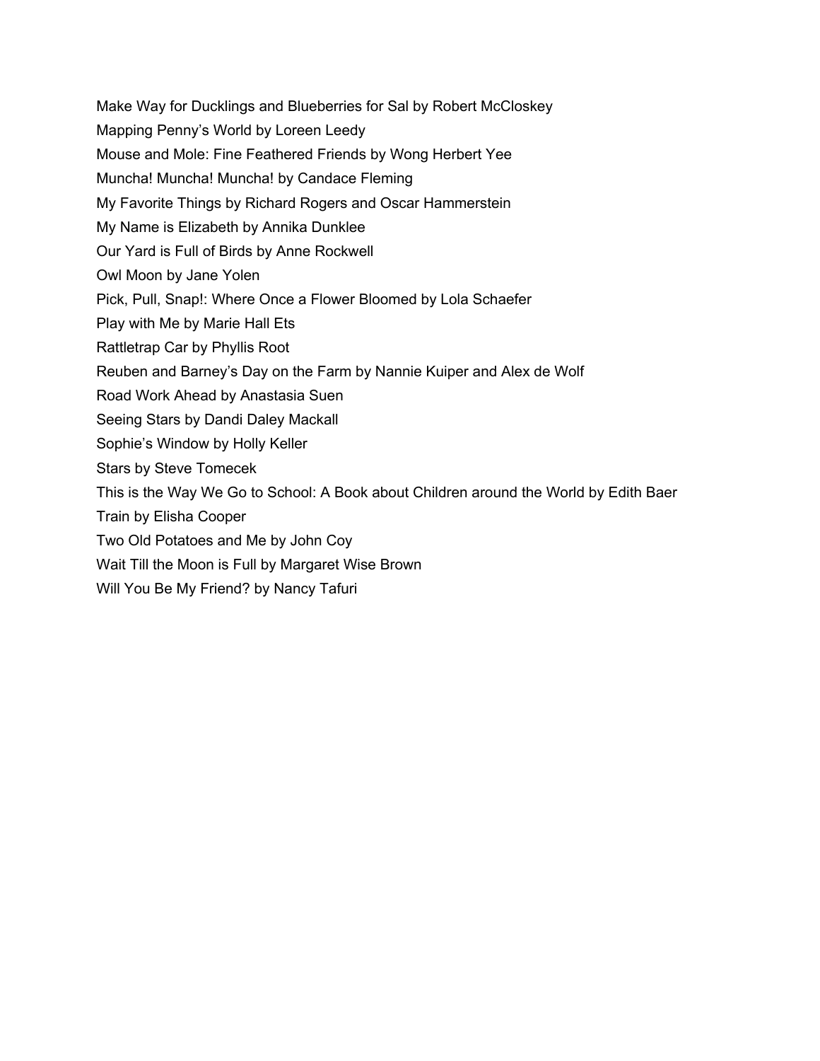Make Way for Ducklings and Blueberries for Sal by Robert McCloskey

Mapping Penny's World by Loreen Leedy

Mouse and Mole: Fine Feathered Friends by Wong Herbert Yee

Muncha! Muncha! Muncha! by Candace Fleming

My Favorite Things by Richard Rogers and Oscar Hammerstein

My Name is Elizabeth by Annika Dunklee

Our Yard is Full of Birds by Anne Rockwell

Owl Moon by Jane Yolen

Pick, Pull, Snap!: Where Once a Flower Bloomed by Lola Schaefer

Play with Me by Marie Hall Ets

Rattletrap Car by Phyllis Root

Reuben and Barney's Day on the Farm by Nannie Kuiper and Alex de Wolf

Road Work Ahead by Anastasia Suen

Seeing Stars by Dandi Daley Mackall

Sophie's Window by Holly Keller

Stars by Steve Tomecek

This is the Way We Go to School: A Book about Children around the World by Edith Baer

Train by Elisha Cooper

Two Old Potatoes and Me by John Coy

Wait Till the Moon is Full by Margaret Wise Brown

Will You Be My Friend? by Nancy Tafuri